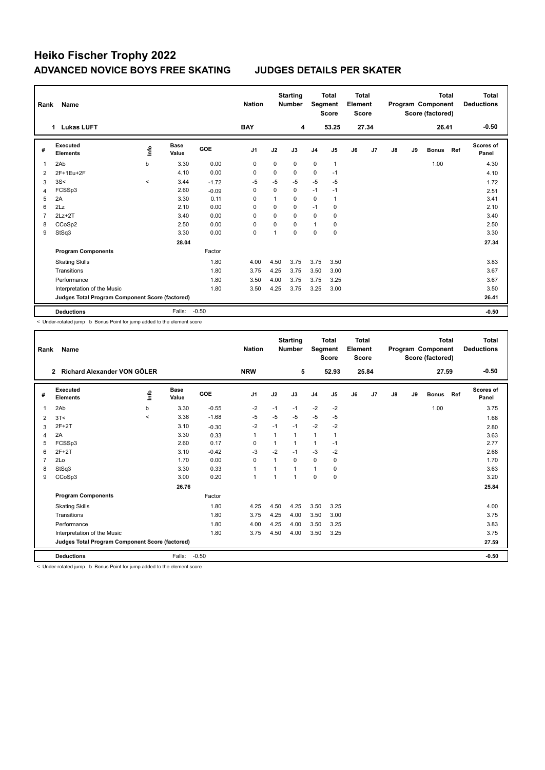# Heiko Fischer Trophy 2022

## ADVANCED NOVICE BOYS FREE SKATING — JUDGES DETAILS PER SKATER

| Rank | Name | Nation | Starting Number | Total Segment Score | Total Element Score | Total Program Component Score (factored) | Total Deductions |
|---|---|---|---|---|---|---|---|
| 1 | Lukas LUFT | BAY | 4 | 53.25 | 27.34 | 26.41 | -0.50 |

| # | Executed Elements | Info | Base Value | GOE | J1 | J2 | J3 | J4 | J5 | J6 | J7 | J8 | J9 | Bonus | Ref | Scores of Panel |
|---|---|---|---|---|---|---|---|---|---|---|---|---|---|---|---|---|
| 1 | 2Ab | b | 3.30 | 0.00 | 0 | 0 | 0 | 0 | 1 | | | | | 1.00 | | 4.30 |
| 2 | 2F+1Eu+2F | | 4.10 | 0.00 | 0 | 0 | 0 | 0 | -1 | | | | | | | 4.10 |
| 3 | 3S< | < | 3.44 | -1.72 | -5 | -5 | -5 | -5 | -5 | | | | | | | 1.72 |
| 4 | FCSSp3 | | 2.60 | -0.09 | 0 | 0 | 0 | -1 | -1 | | | | | | | 2.51 |
| 5 | 2A | | 3.30 | 0.11 | 0 | 1 | 0 | 0 | 1 | | | | | | | 3.41 |
| 6 | 2Lz | | 2.10 | 0.00 | 0 | 0 | 0 | -1 | 0 | | | | | | | 2.10 |
| 7 | 2Lz+2T | | 3.40 | 0.00 | 0 | 0 | 0 | 0 | 0 | | | | | | | 3.40 |
| 8 | CCoSp2 | | 2.50 | 0.00 | 0 | 0 | 0 | 1 | 0 | | | | | | | 2.50 |
| 9 | StSq3 | | 3.30 | 0.00 | 0 | 1 | 0 | 0 | 0 | | | | | | | 3.30 |
| | | | 28.04 | | | | | | | | | | | | | 27.34 |
| | **Program Components** | | | Factor | | | | | | | | | | | | |
| | Skating Skills | | | 1.80 | 4.00 | 4.50 | 3.75 | 3.75 | 3.50 | | | | | | | 3.83 |
| | Transitions | | | 1.80 | 3.75 | 4.25 | 3.75 | 3.50 | 3.00 | | | | | | | 3.67 |
| | Performance | | | 1.80 | 3.50 | 4.00 | 3.75 | 3.75 | 3.25 | | | | | | | 3.67 |
| | Interpretation of the Music | | | 1.80 | 3.50 | 4.25 | 3.75 | 3.25 | 3.00 | | | | | | | 3.50 |
| | **Judges Total Program Component Score (factored)** | | | | | | | | | | | | | | | 26.41 |
| | **Deductions** | | Falls: | -0.50 | | | | | | | | | | | | -0.50 |

< Under-rotated jump b Bonus Point for jump added to the element score

| Rank | Name | Nation | Starting Number | Total Segment Score | Total Element Score | Total Program Component Score (factored) | Total Deductions |
|---|---|---|---|---|---|---|---|
| 2 | Richard Alexander VON GÖLER | NRW | 5 | 52.93 | 25.84 | 27.59 | -0.50 |

| # | Executed Elements | Info | Base Value | GOE | J1 | J2 | J3 | J4 | J5 | J6 | J7 | J8 | J9 | Bonus | Ref | Scores of Panel |
|---|---|---|---|---|---|---|---|---|---|---|---|---|---|---|---|---|
| 1 | 2Ab | b | 3.30 | -0.55 | -2 | -1 | -1 | -2 | -2 | | | | | 1.00 | | 3.75 |
| 2 | 3T< | < | 3.36 | -1.68 | -5 | -5 | -5 | -5 | -5 | | | | | | | 1.68 |
| 3 | 2F+2T | | 3.10 | -0.30 | -2 | -1 | -1 | -2 | -2 | | | | | | | 2.80 |
| 4 | 2A | | 3.30 | 0.33 | 1 | 1 | 1 | 1 | 1 | | | | | | | 3.63 |
| 5 | FCSSp3 | | 2.60 | 0.17 | 0 | 1 | 1 | 1 | -1 | | | | | | | 2.77 |
| 6 | 2F+2T | | 3.10 | -0.42 | -3 | -2 | -1 | -3 | -2 | | | | | | | 2.68 |
| 7 | 2Lo | | 1.70 | 0.00 | 0 | 1 | 0 | 0 | 0 | | | | | | | 1.70 |
| 8 | StSq3 | | 3.30 | 0.33 | 1 | 1 | 1 | 1 | 0 | | | | | | | 3.63 |
| 9 | CCoSp3 | | 3.00 | 0.20 | 1 | 1 | 1 | 0 | 0 | | | | | | | 3.20 |
| | | | 26.76 | | | | | | | | | | | | | 25.84 |
| | **Program Components** | | | Factor | | | | | | | | | | | | |
| | Skating Skills | | | 1.80 | 4.25 | 4.50 | 4.25 | 3.50 | 3.25 | | | | | | | 4.00 |
| | Transitions | | | 1.80 | 3.75 | 4.25 | 4.00 | 3.50 | 3.00 | | | | | | | 3.75 |
| | Performance | | | 1.80 | 4.00 | 4.25 | 4.00 | 3.50 | 3.25 | | | | | | | 3.83 |
| | Interpretation of the Music | | | 1.80 | 3.75 | 4.50 | 4.00 | 3.50 | 3.25 | | | | | | | 3.75 |
| | **Judges Total Program Component Score (factored)** | | | | | | | | | | | | | | | 27.59 |
| | **Deductions** | | Falls: | -0.50 | | | | | | | | | | | | -0.50 |

< Under-rotated jump b Bonus Point for jump added to the element score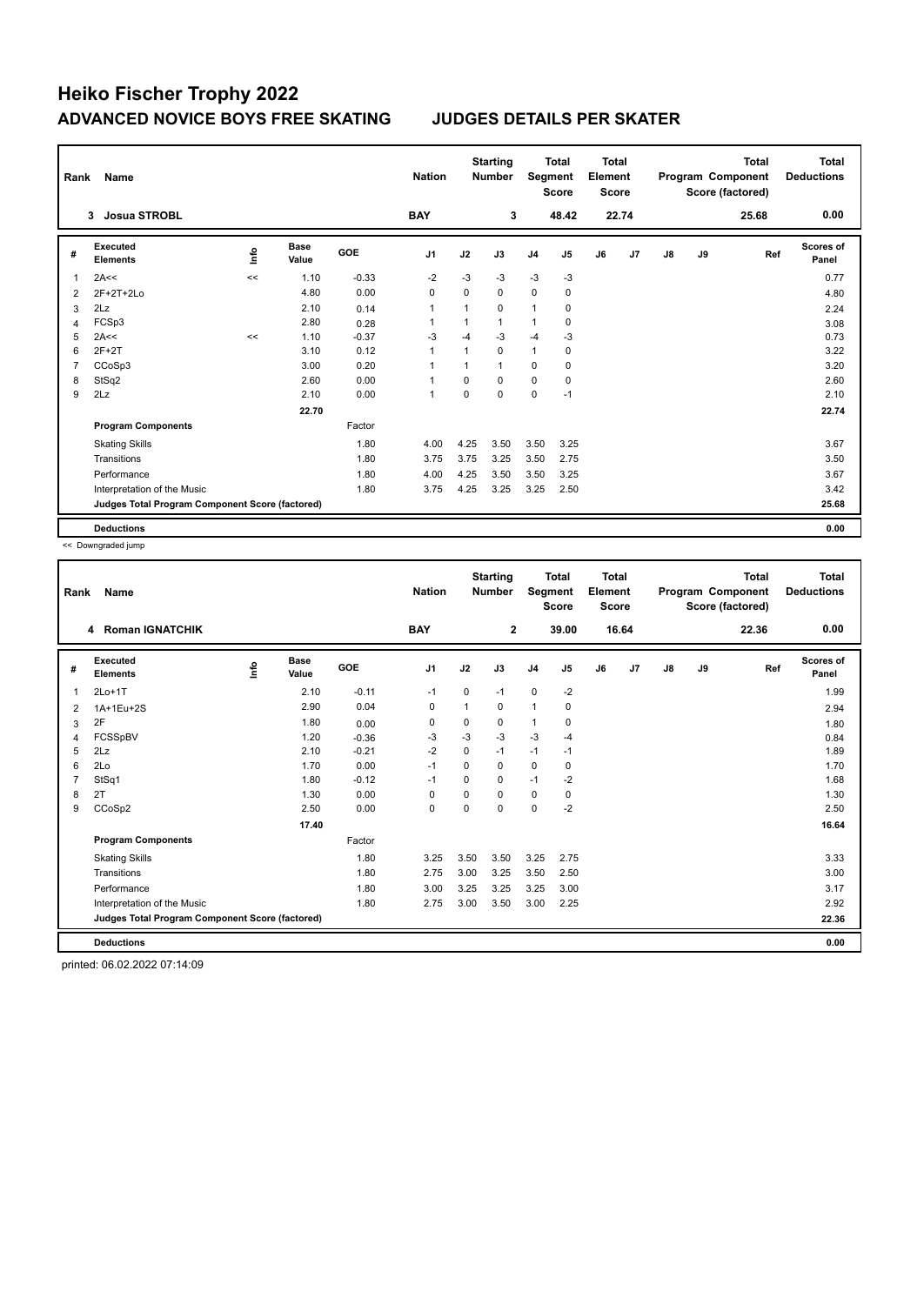# Heiko Fischer Trophy 2022

## ADVANCED NOVICE BOYS FREE SKATING — JUDGES DETAILS PER SKATER

| Rank | Name | Nation | Starting Number | Total Segment Score | Total Element Score | Total Program Component Score (factored) | Total Deductions |
|---|---|---|---|---|---|---|---|
| 3 | Josua STROBL | BAY | 3 | 48.42 | 22.74 | 25.68 | 0.00 |

| # | Executed Elements | Info | Base Value | GOE | J1 | J2 | J3 | J4 | J5 | J6 | J7 | J8 | J9 | Ref | Scores of Panel |
|---|---|---|---|---|---|---|---|---|---|---|---|---|---|---|---|
| 1 | 2A<< | << | 1.10 | -0.33 | -2 | -3 | -3 | -3 | -3 | | | | | | 0.77 |
| 2 | 2F+2T+2Lo | | 4.80 | 0.00 | 0 | 0 | 0 | 0 | 0 | | | | | | 4.80 |
| 3 | 2Lz | | 2.10 | 0.14 | 1 | 1 | 0 | 1 | 0 | | | | | | 2.24 |
| 4 | FCSp3 | | 2.80 | 0.28 | 1 | 1 | 1 | 1 | 0 | | | | | | 3.08 |
| 5 | 2A<< | << | 1.10 | -0.37 | -3 | -4 | -3 | -4 | -3 | | | | | | 0.73 |
| 6 | 2F+2T | | 3.10 | 0.12 | 1 | 1 | 0 | 1 | 0 | | | | | | 3.22 |
| 7 | CCoSp3 | | 3.00 | 0.20 | 1 | 1 | 1 | 0 | 0 | | | | | | 3.20 |
| 8 | StSq2 | | 2.60 | 0.00 | 1 | 0 | 0 | 0 | 0 | | | | | | 2.60 |
| 9 | 2Lz | | 2.10 | 0.00 | 1 | 0 | 0 | 0 | -1 | | | | | | 2.10 |
| | | | 22.70 | | | | | | | | | | | | 22.74 |
| | **Program Components** | | | Factor | | | | | | | | | | | |
| | Skating Skills | | | 1.80 | 4.00 | 4.25 | 3.50 | 3.50 | 3.25 | | | | | | 3.67 |
| | Transitions | | | 1.80 | 3.75 | 3.75 | 3.25 | 3.50 | 2.75 | | | | | | 3.50 |
| | Performance | | | 1.80 | 4.00 | 4.25 | 3.50 | 3.50 | 3.25 | | | | | | 3.67 |
| | Interpretation of the Music | | | 1.80 | 3.75 | 4.25 | 3.25 | 3.25 | 2.50 | | | | | | 3.42 |
| | **Judges Total Program Component Score (factored)** | | | | | | | | | | | | | | 25.68 |
| | **Deductions** | | | | | | | | | | | | | | 0.00 |

<< Downgraded jump

| Rank | Name | Nation | Starting Number | Total Segment Score | Total Element Score | Total Program Component Score (factored) | Total Deductions |
|---|---|---|---|---|---|---|---|
| 4 | Roman IGNATCHIK | BAY | 2 | 39.00 | 16.64 | 22.36 | 0.00 |

| # | Executed Elements | Info | Base Value | GOE | J1 | J2 | J3 | J4 | J5 | J6 | J7 | J8 | J9 | Ref | Scores of Panel |
|---|---|---|---|---|---|---|---|---|---|---|---|---|---|---|---|
| 1 | 2Lo+1T | | 2.10 | -0.11 | -1 | 0 | -1 | 0 | -2 | | | | | | 1.99 |
| 2 | 1A+1Eu+2S | | 2.90 | 0.04 | 0 | 1 | 0 | 1 | 0 | | | | | | 2.94 |
| 3 | 2F | | 1.80 | 0.00 | 0 | 0 | 0 | 1 | 0 | | | | | | 1.80 |
| 4 | FCSSpBV | | 1.20 | -0.36 | -3 | -3 | -3 | -3 | -4 | | | | | | 0.84 |
| 5 | 2Lz | | 2.10 | -0.21 | -2 | 0 | -1 | -1 | -1 | | | | | | 1.89 |
| 6 | 2Lo | | 1.70 | 0.00 | -1 | 0 | 0 | 0 | 0 | | | | | | 1.70 |
| 7 | StSq1 | | 1.80 | -0.12 | -1 | 0 | 0 | -1 | -2 | | | | | | 1.68 |
| 8 | 2T | | 1.30 | 0.00 | 0 | 0 | 0 | 0 | 0 | | | | | | 1.30 |
| 9 | CCoSp2 | | 2.50 | 0.00 | 0 | 0 | 0 | 0 | -2 | | | | | | 2.50 |
| | | | 17.40 | | | | | | | | | | | | 16.64 |
| | **Program Components** | | | Factor | | | | | | | | | | | |
| | Skating Skills | | | 1.80 | 3.25 | 3.50 | 3.50 | 3.25 | 2.75 | | | | | | 3.33 |
| | Transitions | | | 1.80 | 2.75 | 3.00 | 3.25 | 3.50 | 2.50 | | | | | | 3.00 |
| | Performance | | | 1.80 | 3.00 | 3.25 | 3.25 | 3.25 | 3.00 | | | | | | 3.17 |
| | Interpretation of the Music | | | 1.80 | 2.75 | 3.00 | 3.50 | 3.00 | 2.25 | | | | | | 2.92 |
| | **Judges Total Program Component Score (factored)** | | | | | | | | | | | | | | 22.36 |
| | **Deductions** | | | | | | | | | | | | | | 0.00 |

printed: 06.02.2022 07:14:09